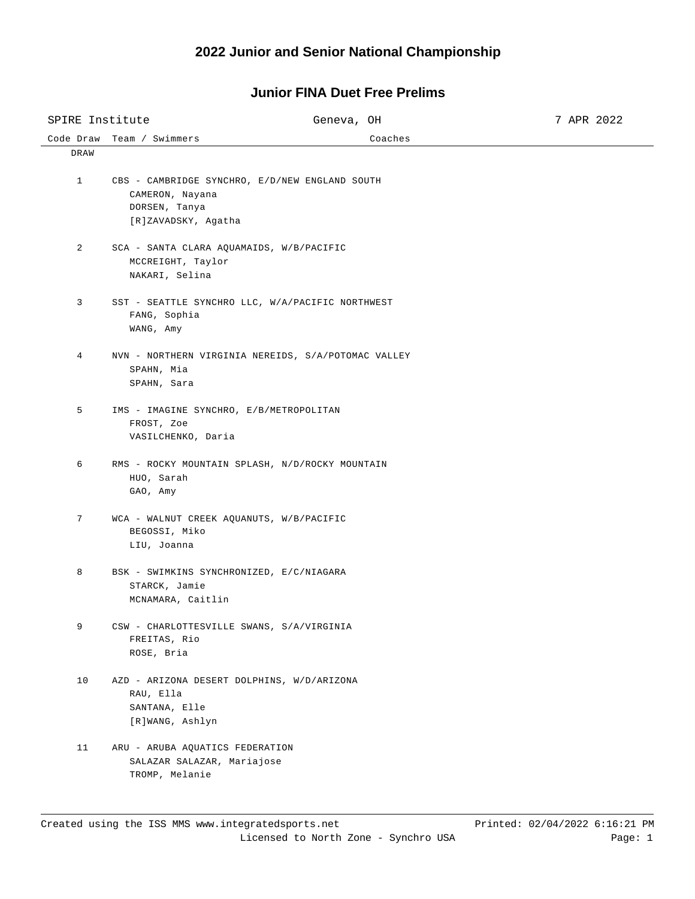# 2022 Junior and Senior National Championship

## Junior FINA Duet Free Prelims

SPIRE Institute | Geneva, OH | 7 APR 2022

| Code Draw | Team / Swimmers | Coaches |
|---|---|---|
| DRAW | | |
| 1 | CBS - CAMBRIDGE SYNCHRO, E/D/NEW ENGLAND SOUTH<br>CAMERON, Nayana<br>DORSEN, Tanya<br>[R]ZAVADSKY, Agatha | |
| 2 | SCA - SANTA CLARA AQUAMAIDS, W/B/PACIFIC<br>MCCREIGHT, Taylor<br>NAKARI, Selina | |
| 3 | SST - SEATTLE SYNCHRO LLC, W/A/PACIFIC NORTHWEST<br>FANG, Sophia<br>WANG, Amy | |
| 4 | NVN - NORTHERN VIRGINIA NEREIDS, S/A/POTOMAC VALLEY<br>SPAHN, Mia<br>SPAHN, Sara | |
| 5 | IMS - IMAGINE SYNCHRO, E/B/METROPOLITAN<br>FROST, Zoe<br>VASILCHENKO, Daria | |
| 6 | RMS - ROCKY MOUNTAIN SPLASH, N/D/ROCKY MOUNTAIN<br>HUO, Sarah<br>GAO, Amy | |
| 7 | WCA - WALNUT CREEK AQUANUTS, W/B/PACIFIC<br>BEGOSSI, Miko<br>LIU, Joanna | |
| 8 | BSK - SWIMKINS SYNCHRONIZED, E/C/NIAGARA<br>STARCK, Jamie<br>MCNAMARA, Caitlin | |
| 9 | CSW - CHARLOTTESVILLE SWANS, S/A/VIRGINIA<br>FREITAS, Rio<br>ROSE, Bria | |
| 10 | AZD - ARIZONA DESERT DOLPHINS, W/D/ARIZONA<br>RAU, Ella<br>SANTANA, Elle<br>[R]WANG, Ashlyn | |
| 11 | ARU - ARUBA AQUATICS FEDERATION<br>SALAZAR SALAZAR, Mariajose<br>TROMP, Melanie | |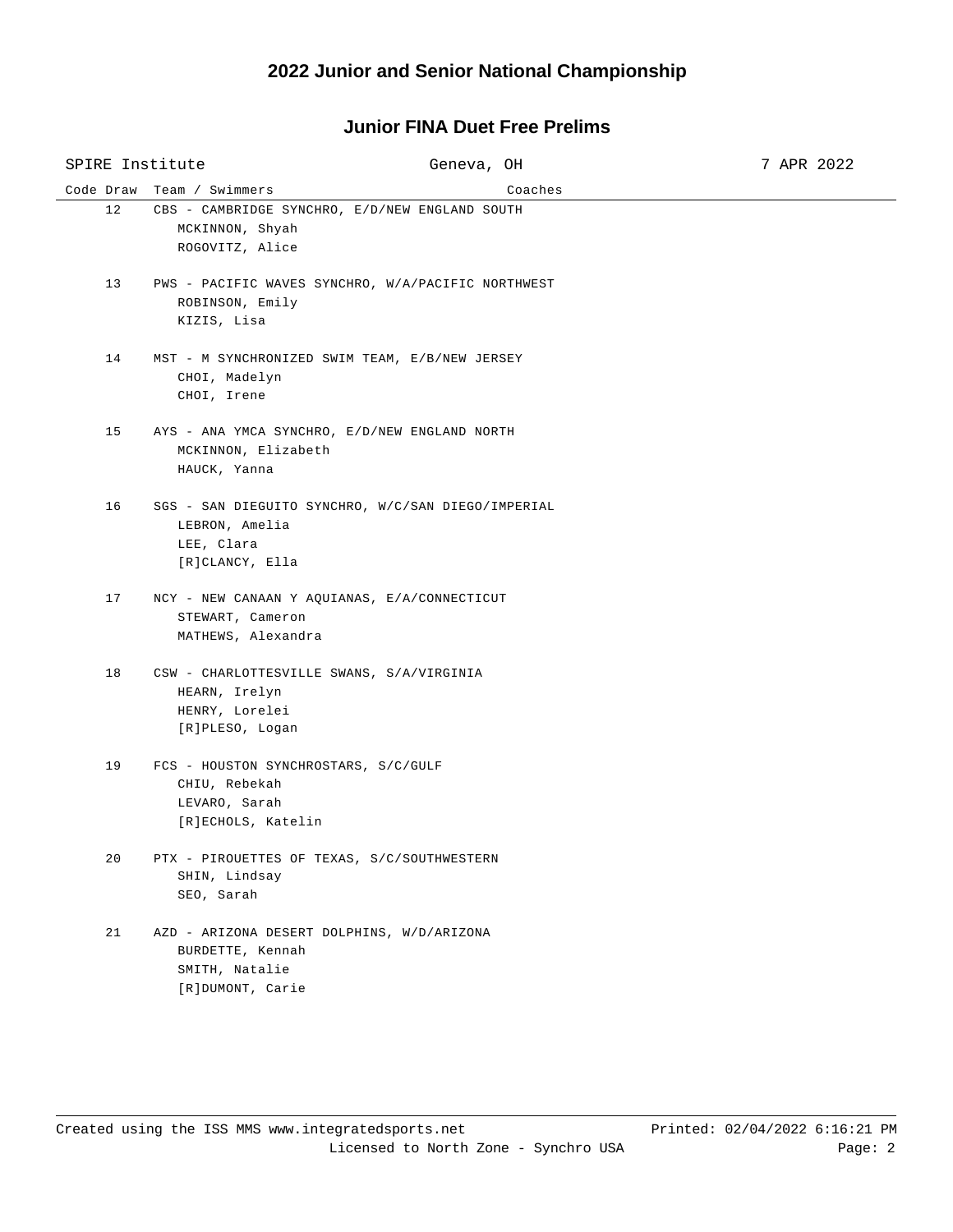# 2022 Junior and Senior National Championship

## Junior FINA Duet Free Prelims

SPIRE Institute | Geneva, OH | 7 APR 2022

| Code | Draw | Team / Swimmers | Coaches |
|---|---|---|---|
| | 12 | CBS - CAMBRIDGE SYNCHRO, E/D/NEW ENGLAND SOUTH<br>MCKINNON, Shyah<br>ROGOVITZ, Alice | |
| | 13 | PWS - PACIFIC WAVES SYNCHRO, W/A/PACIFIC NORTHWEST<br>ROBINSON, Emily<br>KIZIS, Lisa | |
| | 14 | MST - M SYNCHRONIZED SWIM TEAM, E/B/NEW JERSEY<br>CHOI, Madelyn<br>CHOI, Irene | |
| | 15 | AYS - ANA YMCA SYNCHRO, E/D/NEW ENGLAND NORTH<br>MCKINNON, Elizabeth<br>HAUCK, Yanna | |
| | 16 | SGS - SAN DIEGUITO SYNCHRO, W/C/SAN DIEGO/IMPERIAL<br>LEBRON, Amelia<br>LEE, Clara<br>[R]CLANCY, Ella | |
| | 17 | NCY - NEW CANAAN Y AQUIANAS, E/A/CONNECTICUT<br>STEWART, Cameron<br>MATHEWS, Alexandra | |
| | 18 | CSW - CHARLOTTESVILLE SWANS, S/A/VIRGINIA<br>HEARN, Irelyn<br>HENRY, Lorelei<br>[R]PLESO, Logan | |
| | 19 | FCS - HOUSTON SYNCHROSTARS, S/C/GULF<br>CHIU, Rebekah<br>LEVARO, Sarah<br>[R]ECHOLS, Katelin | |
| | 20 | PTX - PIROUETTES OF TEXAS, S/C/SOUTHWESTERN<br>SHIN, Lindsay<br>SEO, Sarah | |
| | 21 | AZD - ARIZONA DESERT DOLPHINS, W/D/ARIZONA<br>BURDETTE, Kennah<br>SMITH, Natalie<br>[R]DUMONT, Carie | |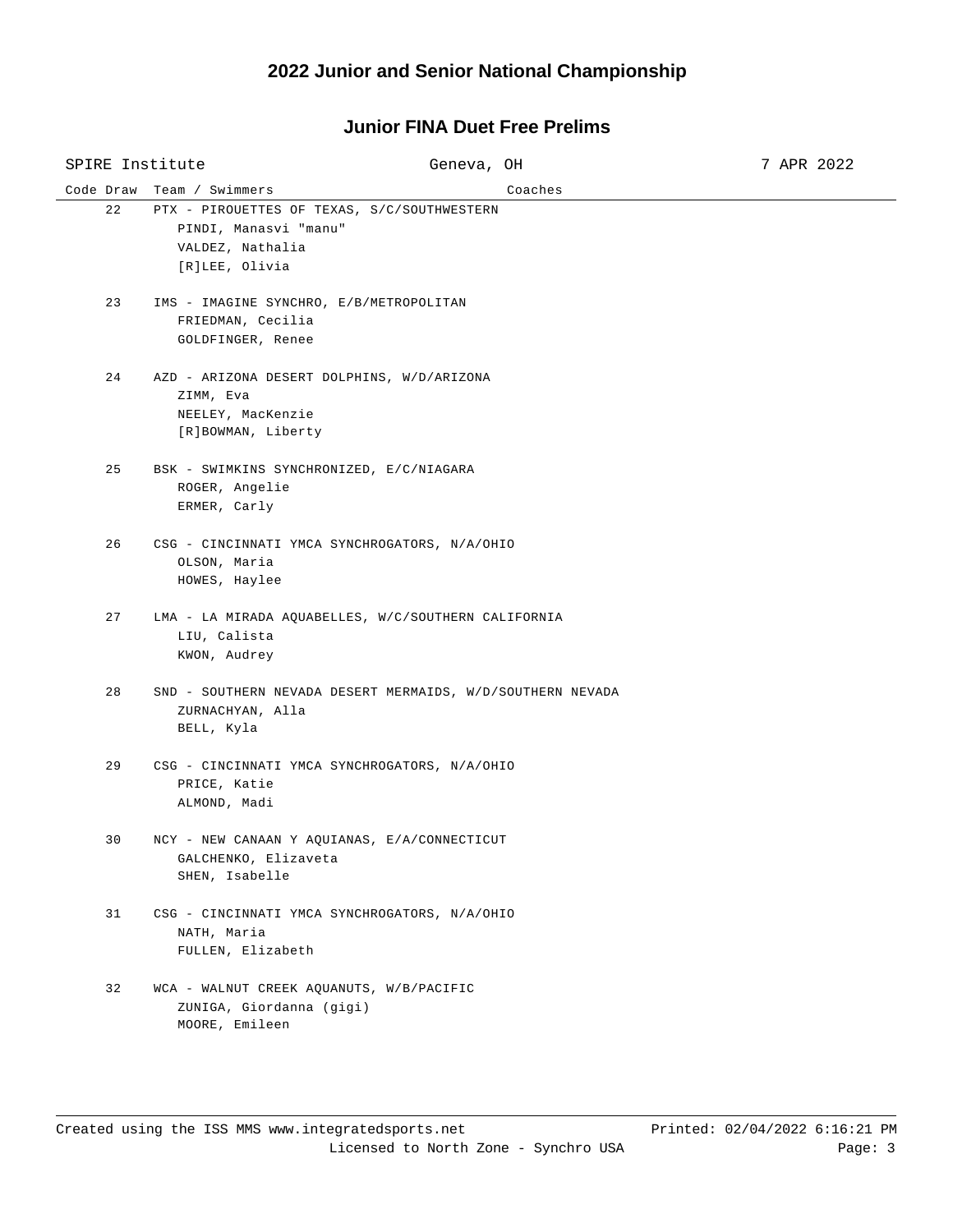# 2022 Junior and Senior National Championship

## Junior FINA Duet Free Prelims

SPIRE Institute — Geneva, OH — 7 APR 2022

| Code Draw | Team / Swimmers | Coaches |
|---|---|---|
| 22 | PTX - PIROUETTES OF TEXAS, S/C/SOUTHWESTERN<br>PINDI, Manasvi "manu"<br>VALDEZ, Nathalia<br>[R]LEE, Olivia | |
| 23 | IMS - IMAGINE SYNCHRO, E/B/METROPOLITAN<br>FRIEDMAN, Cecilia<br>GOLDFINGER, Renee | |
| 24 | AZD - ARIZONA DESERT DOLPHINS, W/D/ARIZONA<br>ZIMM, Eva<br>NEELEY, MacKenzie<br>[R]BOWMAN, Liberty | |
| 25 | BSK - SWIMKINS SYNCHRONIZED, E/C/NIAGARA<br>ROGER, Angelie<br>ERMER, Carly | |
| 26 | CSG - CINCINNATI YMCA SYNCHROGATORS, N/A/OHIO<br>OLSON, Maria<br>HOWES, Haylee | |
| 27 | LMA - LA MIRADA AQUABELLES, W/C/SOUTHERN CALIFORNIA<br>LIU, Calista<br>KWON, Audrey | |
| 28 | SND - SOUTHERN NEVADA DESERT MERMAIDS, W/D/SOUTHERN NEVADA<br>ZURNACHYAN, Alla<br>BELL, Kyla | |
| 29 | CSG - CINCINNATI YMCA SYNCHROGATORS, N/A/OHIO<br>PRICE, Katie<br>ALMOND, Madi | |
| 30 | NCY - NEW CANAAN Y AQUIANAS, E/A/CONNECTICUT<br>GALCHENKO, Elizaveta<br>SHEN, Isabelle | |
| 31 | CSG - CINCINNATI YMCA SYNCHROGATORS, N/A/OHIO<br>NATH, Maria<br>FULLEN, Elizabeth | |
| 32 | WCA - WALNUT CREEK AQUANUTS, W/B/PACIFIC<br>ZUNIGA, Giordanna (gigi)<br>MOORE, Emileen | |

Created using the ISS MMS www.integratedsports.net — Licensed to North Zone - Synchro USA — Printed: 02/04/2022 6:16:21 PM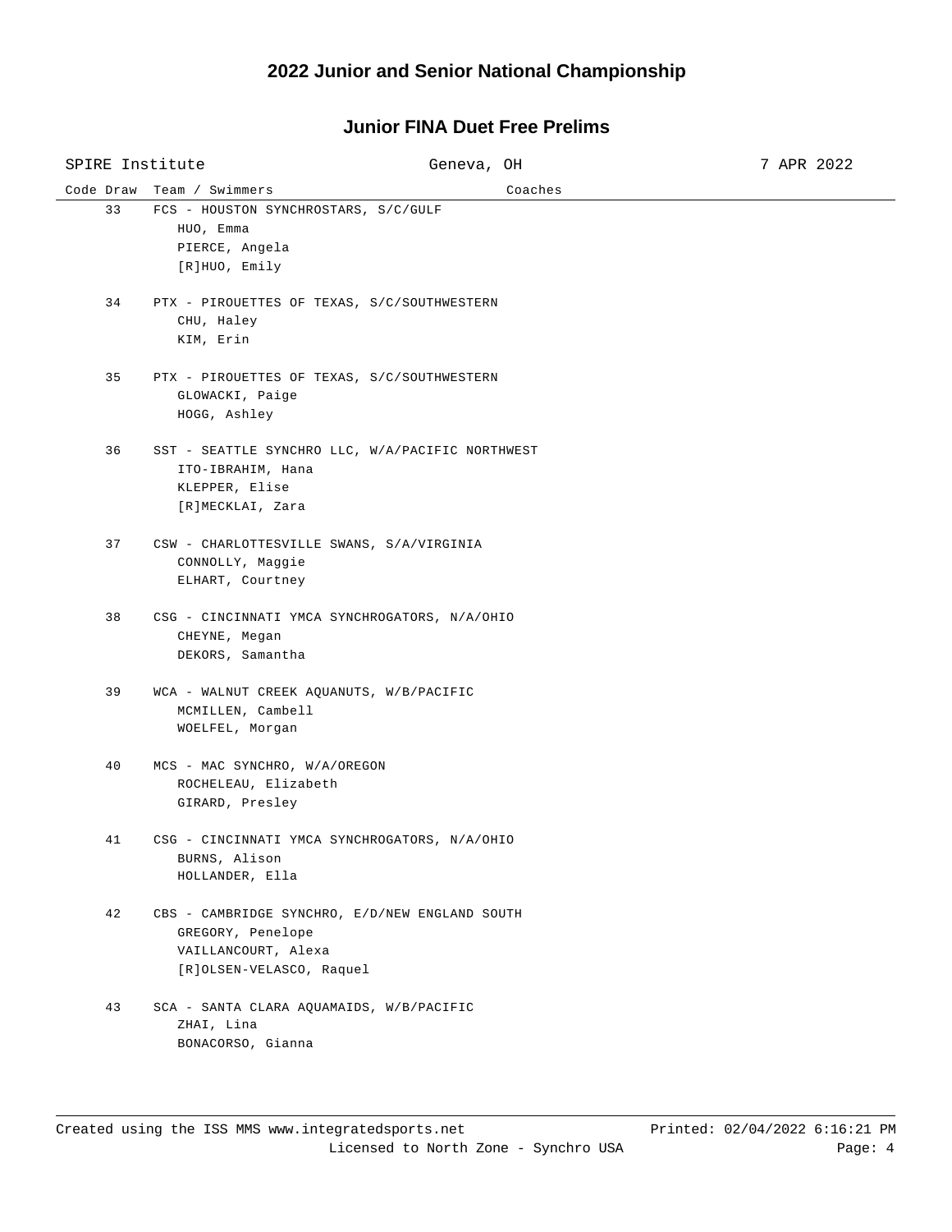# 2022 Junior and Senior National Championship

## Junior FINA Duet Free Prelims

SPIRE Institute — Geneva, OH — 7 APR 2022

| Code Draw | Team / Swimmers | Coaches |
|---|---|---|
| 33 | FCS - HOUSTON SYNCHROSTARS, S/C/GULF<br>HUO, Emma<br>PIERCE, Angela<br>[R]HUO, Emily | |
| 34 | PTX - PIROUETTES OF TEXAS, S/C/SOUTHWESTERN<br>CHU, Haley<br>KIM, Erin | |
| 35 | PTX - PIROUETTES OF TEXAS, S/C/SOUTHWESTERN<br>GLOWACKI, Paige<br>HOGG, Ashley | |
| 36 | SST - SEATTLE SYNCHRO LLC, W/A/PACIFIC NORTHWEST<br>ITO-IBRAHIM, Hana<br>KLEPPER, Elise<br>[R]MECKLAI, Zara | |
| 37 | CSW - CHARLOTTESVILLE SWANS, S/A/VIRGINIA<br>CONNOLLY, Maggie<br>ELHART, Courtney | |
| 38 | CSG - CINCINNATI YMCA SYNCHROGATORS, N/A/OHIO<br>CHEYNE, Megan<br>DEKORS, Samantha | |
| 39 | WCA - WALNUT CREEK AQUANUTS, W/B/PACIFIC<br>MCMILLEN, Cambell<br>WOELFEL, Morgan | |
| 40 | MCS - MAC SYNCHRO, W/A/OREGON<br>ROCHELEAU, Elizabeth<br>GIRARD, Presley | |
| 41 | CSG - CINCINNATI YMCA SYNCHROGATORS, N/A/OHIO<br>BURNS, Alison<br>HOLLANDER, Ella | |
| 42 | CBS - CAMBRIDGE SYNCHRO, E/D/NEW ENGLAND SOUTH<br>GREGORY, Penelope<br>VAILLANCOURT, Alexa<br>[R]OLSEN-VELASCO, Raquel | |
| 43 | SCA - SANTA CLARA AQUAMAIDS, W/B/PACIFIC<br>ZHAI, Lina<br>BONACORSO, Gianna | |

Created using the ISS MMS www.integratedsports.net — Printed: 02/04/2022 6:16:21 PM
Licensed to North Zone - Synchro USA